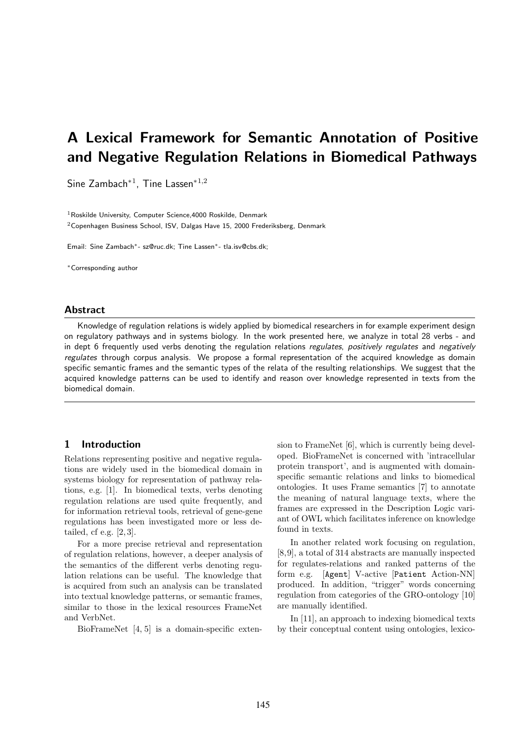# A Lexical Framework for Semantic Annotation of Positive and Negative Regulation Relations in Biomedical Pathways

Sine Zambach*[1], Tine Lassen*[1,2]

[1]Roskilde University, Computer Science,4000 Roskilde, Denmark

[2]Copenhagen Business School, ISV, Dalgas Have 15, 2000 Frederiksberg, Denmark

Email: Sine Zambach*- sz@ruc.dk; Tine Lassen*- tla.isv@cbs.dk;

*Corresponding author

## Abstract

Knowledge of regulation relations is widely applied by biomedical researchers in for example experiment design on regulatory pathways and in systems biology. In the work presented here, we analyze in total 28 verbs - and in dept 6 frequently used verbs denoting the regulation relations *regulates*, *positively regulates* and *negatively regulates* through corpus analysis. We propose a formal representation of the acquired knowledge as domain specific semantic frames and the semantic types of the relata of the resulting relationships. We suggest that the acquired knowledge patterns can be used to identify and reason over knowledge represented in texts from the biomedical domain.

## 1 Introduction

Relations representing positive and negative regulations are widely used in the biomedical domain in systems biology for representation of pathway relations, e.g. [1]. In biomedical texts, verbs denoting regulation relations are used quite frequently, and for information retrieval tools, retrieval of gene-gene regulations has been investigated more or less detailed, cf e.g. [2, 3].

For a more precise retrieval and representation of regulation relations, however, a deeper analysis of the semantics of the different verbs denoting regulation relations can be useful. The knowledge that is acquired from such an analysis can be translated into textual knowledge patterns, or semantic frames, similar to those in the lexical resources FrameNet and VerbNet.

BioFrameNet [4, 5] is a domain-specific extension to FrameNet [6], which is currently being developed. BioFrameNet is concerned with 'intracellular protein transport', and is augmented with domain-specific semantic relations and links to biomedical ontologies. It uses Frame semantics [7] to annotate the meaning of natural language texts, where the frames are expressed in the Description Logic variant of OWL which facilitates inference on knowledge found in texts.

In another related work focusing on regulation, [8,9], a total of 314 abstracts are manually inspected for regulates-relations and ranked patterns of the form e.g. [Agent] V-active [Patient Action-NN] produced. In addition, "trigger" words concerning regulation from categories of the GRO-ontology [10] are manually identified.

In [11], an approach to indexing biomedical texts by their conceptual content using ontologies, lexico-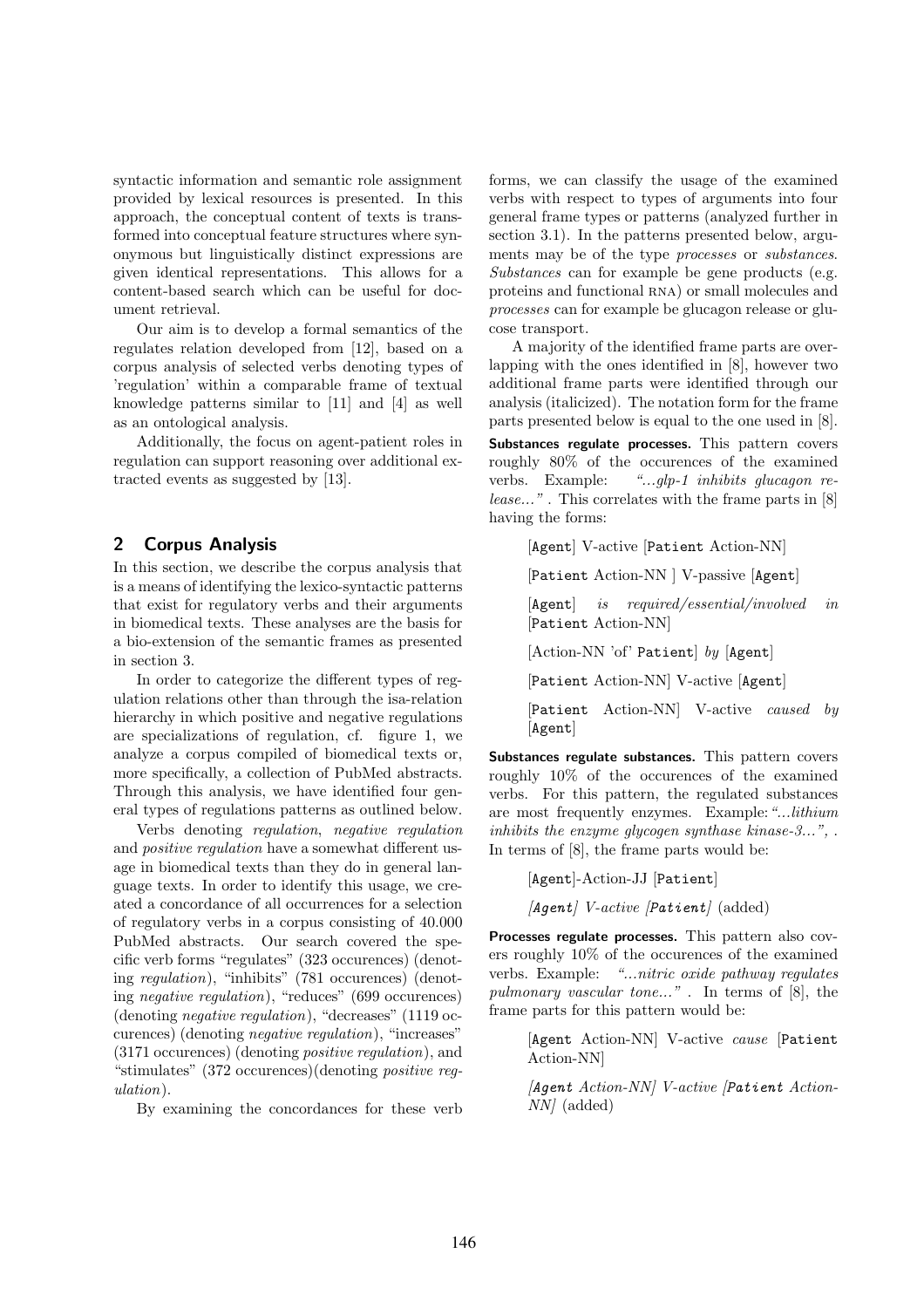syntactic information and semantic role assignment provided by lexical resources is presented. In this approach, the conceptual content of texts is transformed into conceptual feature structures where synonymous but linguistically distinct expressions are given identical representations. This allows for a content-based search which can be useful for document retrieval.

Our aim is to develop a formal semantics of the regulates relation developed from [12], based on a corpus analysis of selected verbs denoting types of 'regulation' within a comparable frame of textual knowledge patterns similar to [11] and [4] as well as an ontological analysis.

Additionally, the focus on agent-patient roles in regulation can support reasoning over additional extracted events as suggested by [13].

## 2 Corpus Analysis

In this section, we describe the corpus analysis that is a means of identifying the lexico-syntactic patterns that exist for regulatory verbs and their arguments in biomedical texts. These analyses are the basis for a bio-extension of the semantic frames as presented in section 3.

In order to categorize the different types of regulation relations other than through the isa-relation hierarchy in which positive and negative regulations are specializations of regulation, cf. figure 1, we analyze a corpus compiled of biomedical texts or, more specifically, a collection of PubMed abstracts. Through this analysis, we have identified four general types of regulations patterns as outlined below.

Verbs denoting *regulation*, *negative regulation* and *positive regulation* have a somewhat different usage in biomedical texts than they do in general language texts. In order to identify this usage, we created a concordance of all occurrences for a selection of regulatory verbs in a corpus consisting of 40.000 PubMed abstracts. Our search covered the specific verb forms "regulates" (323 occurences) (denoting *regulation*), "inhibits" (781 occurences) (denoting *negative regulation*), "reduces" (699 occurences) (denoting *negative regulation*), "decreases" (1119 occurences) (denoting *negative regulation*), "increases" (3171 occurences) (denoting *positive regulation*), and "stimulates" (372 occurences)(denoting *positive regulation*).

By examining the concordances for these verb forms, we can classify the usage of the examined verbs with respect to types of arguments into four general frame types or patterns (analyzed further in section 3.1). In the patterns presented below, arguments may be of the type *processes* or *substances*. *Substances* can for example be gene products (e.g. proteins and functional RNA) or small molecules and *processes* can for example be glucagon release or glucose transport.

A majority of the identified frame parts are overlapping with the ones identified in [8], however two additional frame parts were identified through our analysis (italicized). The notation form for the frame parts presented below is equal to the one used in [8].

**Substances regulate processes.** This pattern covers roughly 80% of the occurences of the examined verbs. Example: *"...glp-1 inhibits glucagon release..."* . This correlates with the frame parts in [8] having the forms:

[Agent] V-active [Patient Action-NN]

[Patient Action-NN ] V-passive [Agent]

[Agent] *is required/essential/involved in* [Patient Action-NN]

[Action-NN 'of' Patient] *by* [Agent]

[Patient Action-NN] V-active [Agent]

[Patient Action-NN] V-active *caused by* [Agent]

**Substances regulate substances.** This pattern covers roughly 10% of the occurences of the examined verbs. For this pattern, the regulated substances are most frequently enzymes. Example: *"...lithium inhibits the enzyme glycogen synthase kinase-3..."*, . In terms of [8], the frame parts would be:

[Agent]-Action-JJ [Patient]

*[Agent] V-active [Patient]* (added)

**Processes regulate processes.** This pattern also covers roughly 10% of the occurences of the examined verbs. Example: *"...nitric oxide pathway regulates pulmonary vascular tone..."* . In terms of [8], the frame parts for this pattern would be:

[Agent Action-NN] V-active *cause* [Patient Action-NN]

*[Agent Action-NN] V-active [Patient Action-NN]* (added)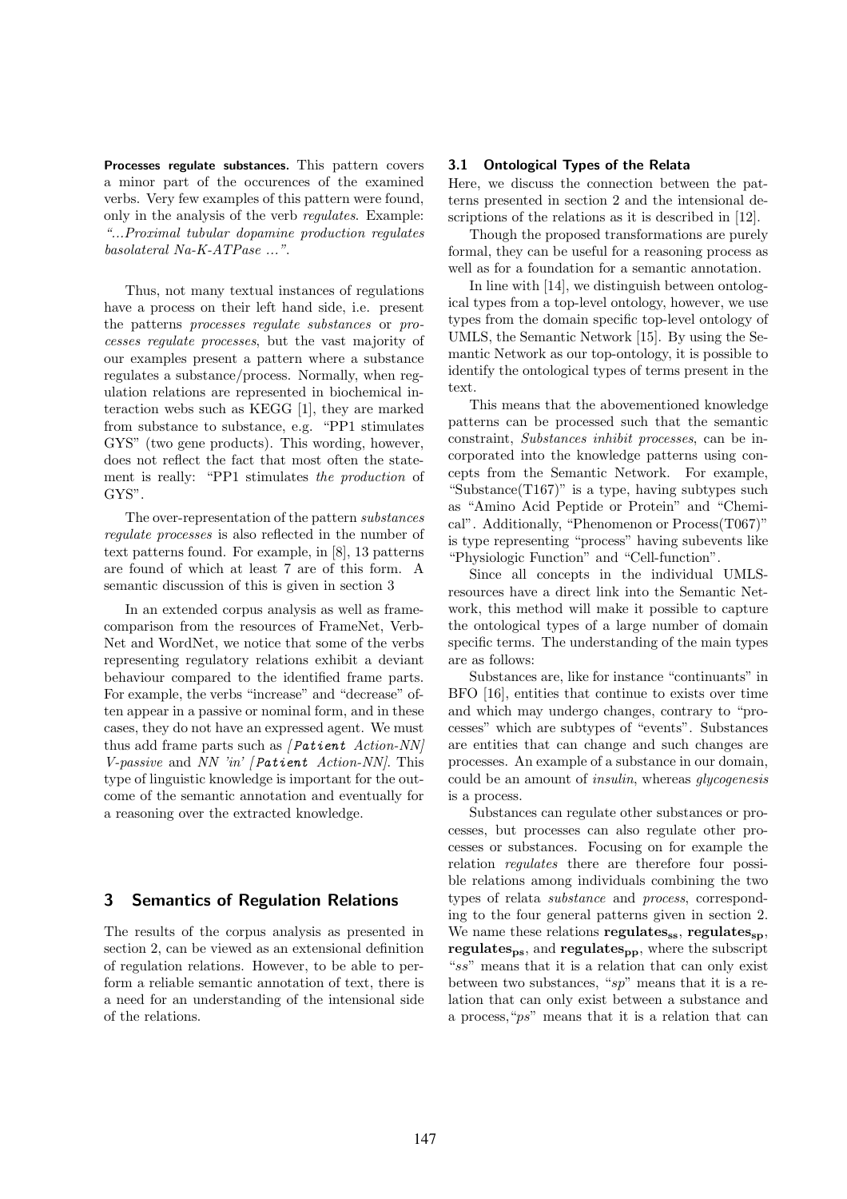**Processes regulate substances.** This pattern covers a minor part of the occurences of the examined verbs. Very few examples of this pattern were found, only in the analysis of the verb *regulates*. Example: *"...Proximal tubular dopamine production regulates basolateral Na-K-ATPase ..."*.

Thus, not many textual instances of regulations have a process on their left hand side, i.e. present the patterns *processes regulate substances* or *processes regulate processes*, but the vast majority of our examples present a pattern where a substance regulates a substance/process. Normally, when regulation relations are represented in biochemical interaction webs such as KEGG [1], they are marked from substance to substance, e.g. "PP1 stimulates GYS" (two gene products). This wording, however, does not reflect the fact that most often the statement is really: "PP1 stimulates *the production* of GYS".

The over-representation of the pattern *substances regulate processes* is also reflected in the number of text patterns found. For example, in [8], 13 patterns are found of which at least 7 are of this form. A semantic discussion of this is given in section 3

In an extended corpus analysis as well as frame-comparison from the resources of FrameNet, VerbNet and WordNet, we notice that some of the verbs representing regulatory relations exhibit a deviant behaviour compared to the identified frame parts. For example, the verbs "increase" and "decrease" often appear in a passive or nominal form, and in these cases, they do not have an expressed agent. We must thus add frame parts such as *[*`Patient` *Action-NN] V-passive* and *NN 'in' [*`Patient` *Action-NN]*. This type of linguistic knowledge is important for the outcome of the semantic annotation and eventually for a reasoning over the extracted knowledge.

## 3 Semantics of Regulation Relations

The results of the corpus analysis as presented in section 2, can be viewed as an extensional definition of regulation relations. However, to be able to perform a reliable semantic annotation of text, there is a need for an understanding of the intensional side of the relations.

### 3.1 Ontological Types of the Relata

Here, we discuss the connection between the patterns presented in section 2 and the intensional descriptions of the relations as it is described in [12].

Though the proposed transformations are purely formal, they can be useful for a reasoning process as well as for a foundation for a semantic annotation.

In line with [14], we distinguish between ontological types from a top-level ontology, however, we use types from the domain specific top-level ontology of UMLS, the Semantic Network [15]. By using the Semantic Network as our top-ontology, it is possible to identify the ontological types of terms present in the text.

This means that the abovementioned knowledge patterns can be processed such that the semantic constraint, *Substances inhibit processes*, can be incorporated into the knowledge patterns using concepts from the Semantic Network. For example, "Substance(T167)" is a type, having subtypes such as "Amino Acid Peptide or Protein" and "Chemical". Additionally, "Phenomenon or Process(T067)" is type representing "process" having subevents like "Physiologic Function" and "Cell-function".

Since all concepts in the individual UMLS-resources have a direct link into the Semantic Network, this method will make it possible to capture the ontological types of a large number of domain specific terms. The understanding of the main types are as follows:

Substances are, like for instance "continuants" in BFO [16], entities that continue to exists over time and which may undergo changes, contrary to "processes" which are subtypes of "events". Substances are entities that can change and such changes are processes. An example of a substance in our domain, could be an amount of *insulin*, whereas *glycogenesis* is a process.

Substances can regulate other substances or processes, but processes can also regulate other processes or substances. Focusing on for example the relation *regulates* there are therefore four possible relations among individuals combining the two types of relata *substance* and *process*, corresponding to the four general patterns given in section 2. We name these relations $\mathbf{regulates_{ss}}$, $\mathbf{regulates_{sp}}$, $\mathbf{regulates_{ps}}$, and $\mathbf{regulates_{pp}}$, where the subscript "*ss*" means that it is a relation that can only exist between two substances, "*sp*" means that it is a relation that can only exist between a substance and a process, "*ps*" means that it is a relation that can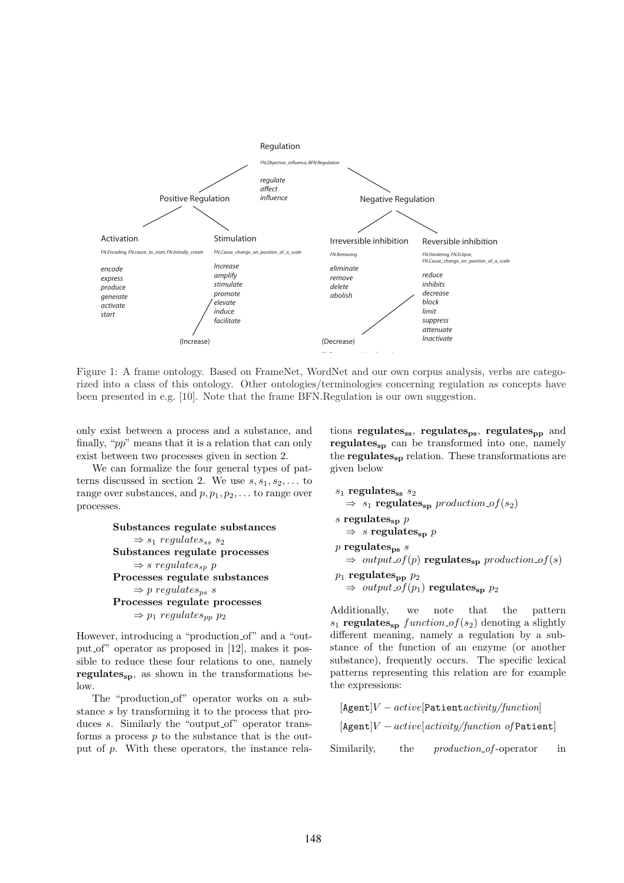Figure 1: A frame ontology. Based on FrameNet, WordNet and our own corpus analysis, verbs are categorized into a class of this ontology. Other ontologies/terminologies concerning regulation as concepts have been presented in e.g. [10]. Note that the frame BFN.Regulation is our own suggestion.

only exist between a process and a substance, and finally, "*pp*" means that it is a relation that can only exist between two processes given in section 2.

We can formalize the four general types of patterns discussed in section 2. We use $s, s_1, s_2, \ldots$ to range over substances, and $p, p_1, p_2, \ldots$ to range over processes.

**Substances regulate substances**
$\Rightarrow s_1 \; regulates_{ss} \; s_2$
**Substances regulate processes**
$\Rightarrow s \; regulates_{sp} \; p$
**Processes regulate substances**
$\Rightarrow p \; regulates_{ps} \; s$
**Processes regulate processes**
$\Rightarrow p_1 \; regulates_{pp} \; p_2$

However, introducing a "production_of" and a "output_of" operator as proposed in [12], makes it possible to reduce these four relations to one, namely $\mathbf{regulates_{sp}}$, as shown in the transformations below.

The "production_of" operator works on a substance *s* by transforming it to the process that produces *s*. Similarly the "output_of" operator transforms a process *p* to the substance that is the output of *p*. With these operators, the instance relations $\mathbf{regulates_{ss}}$, $\mathbf{regulates_{ps}}$, $\mathbf{regulates_{pp}}$ and $\mathbf{regulates_{sp}}$ can be transformed into one, namely the $\mathbf{regulates_{sp}}$ relation. These transformations are given below

$s_1 \; \mathbf{regulates_{ss}} \; s_2$
$\quad \Rightarrow \; s_1 \; \mathbf{regulates_{sp}} \; production\_of(s_2)$
$s \; \mathbf{regulates_{sp}} \; p$
$\quad \Rightarrow \; s \; \mathbf{regulates_{sp}} \; p$
$p \; \mathbf{regulates_{ps}} \; s$
$\quad \Rightarrow \; output\_of(p) \; \mathbf{regulates_{sp}} \; production\_of(s)$
$p_1 \; \mathbf{regulates_{pp}} \; p_2$
$\quad \Rightarrow \; output\_of(p_1) \; \mathbf{regulates_{sp}} \; p_2$

Additionally, we note that the pattern $s_1 \; \mathbf{regulates_{sp}} \; function\_of(s_2)$ denoting a slightly different meaning, namely a regulation by a substance of the function of an enzyme (or another substance), frequently occurs. The specific lexical patterns representing this relation are for example the expressions:

[Agent]$V - active$[Patient *activity/function*]

[Agent]$V - active$[*activity/function of* Patient]

Similarily, the *production_of*-operator in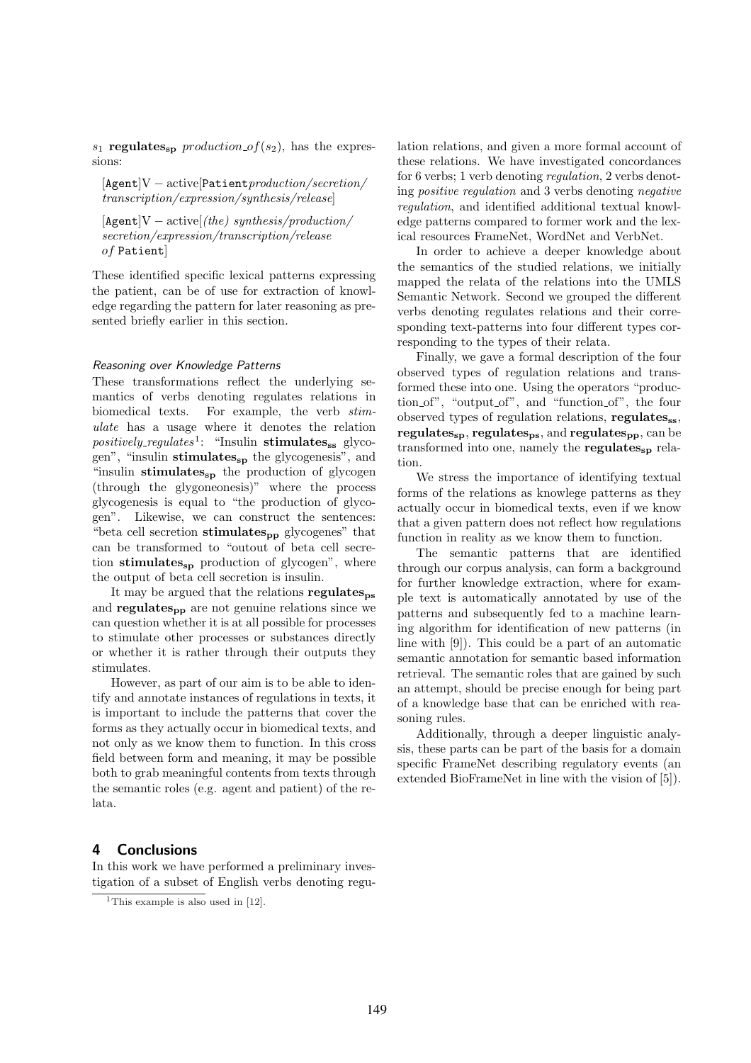$s_1$ $\mathbf{regulates_{sp}}$ *production_of*$(s_2)$, has the expressions:

[Agent]V − active[Patient*production/secretion/transcription/expression/synthesis/release*]

[Agent]V − active[*(the) synthesis/production/secretion/expression/transcription/release of* Patient]

These identified specific lexical patterns expressing the patient, can be of use for extraction of knowledge regarding the pattern for later reasoning as presented briefly earlier in this section.

#### Reasoning over Knowledge Patterns

These transformations reflect the underlying semantics of verbs denoting regulates relations in biomedical texts. For example, the verb *stimulate* has a usage where it denotes the relation *positively_regulates*[1]: "Insulin $\mathbf{stimulates_{ss}}$ glycogen", "insulin $\mathbf{stimulates_{sp}}$ the glycogenesis", and "insulin $\mathbf{stimulates_{sp}}$ the production of glycogen (through the glygoneonesis)" where the process glycogenesis is equal to "the production of glycogen". Likewise, we can construct the sentences: "beta cell secretion $\mathbf{stimulates_{pp}}$ glycogenes" that can be transformed to "outout of beta cell secretion $\mathbf{stimulates_{sp}}$ production of glycogen", where the output of beta cell secretion is insulin.

It may be argued that the relations $\mathbf{regulates_{ps}}$ and $\mathbf{regulates_{pp}}$ are not genuine relations since we can question whether it is at all possible for processes to stimulate other processes or substances directly or whether it is rather through their outputs they stimulates.

However, as part of our aim is to be able to identify and annotate instances of regulations in texts, it is important to include the patterns that cover the forms as they actually occur in biomedical texts, and not only as we know them to function. In this cross field between form and meaning, it may be possible both to grab meaningful contents from texts through the semantic roles (e.g. agent and patient) of the relata.

## 4 Conclusions

In this work we have performed a preliminary investigation of a subset of English verbs denoting regulation relations, and given a more formal account of these relations. We have investigated concordances for 6 verbs; 1 verb denoting *regulation*, 2 verbs denoting *positive regulation* and 3 verbs denoting *negative regulation*, and identified additional textual knowledge patterns compared to former work and the lexical resources FrameNet, WordNet and VerbNet.

In order to achieve a deeper knowledge about the semantics of the studied relations, we initially mapped the relata of the relations into the UMLS Semantic Network. Second we grouped the different verbs denoting regulates relations and their corresponding text-patterns into four different types corresponding to the types of their relata.

Finally, we gave a formal description of the four observed types of regulation relations and transformed these into one. Using the operators "production_of", "output_of", and "function_of", the four observed types of regulation relations, $\mathbf{regulates_{ss}}$, $\mathbf{regulates_{sp}}$, $\mathbf{regulates_{ps}}$, and $\mathbf{regulates_{pp}}$, can be transformed into one, namely the $\mathbf{regulates_{sp}}$ relation.

We stress the importance of identifying textual forms of the relations as knowlege patterns as they actually occur in biomedical texts, even if we know that a given pattern does not reflect how regulations function in reality as we know them to function.

The semantic patterns that are identified through our corpus analysis, can form a background for further knowledge extraction, where for example text is automatically annotated by use of the patterns and subsequently fed to a machine learning algorithm for identification of new patterns (in line with [9]). This could be a part of an automatic semantic annotation for semantic based information retrieval. The semantic roles that are gained by such an attempt, should be precise enough for being part of a knowledge base that can be enriched with reasoning rules.

Additionally, through a deeper linguistic analysis, these parts can be part of the basis for a domain specific FrameNet describing regulatory events (an extended BioFrameNet in line with the vision of [5]).

[1] This example is also used in [12].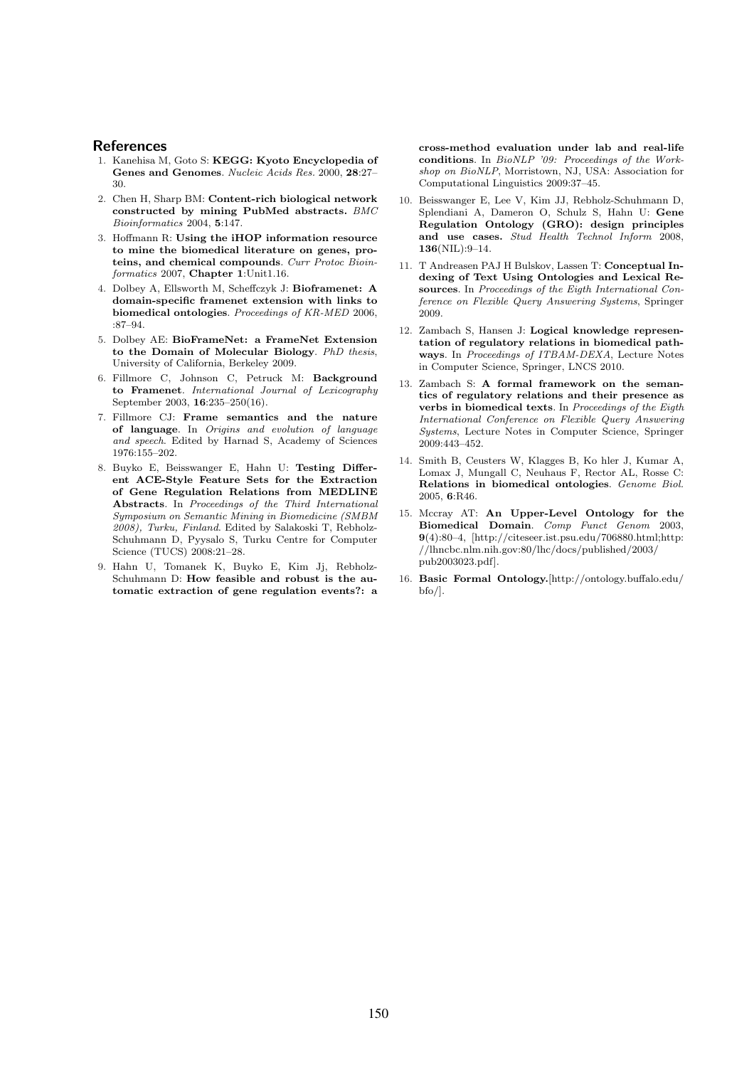## References

1. Kanehisa M, Goto S: **KEGG: Kyoto Encyclopedia of Genes and Genomes**. *Nucleic Acids Res.* 2000, **28**:27–30.
2. Chen H, Sharp BM: **Content-rich biological network constructed by mining PubMed abstracts.** *BMC Bioinformatics* 2004, **5**:147.
3. Hoffmann R: **Using the iHOP information resource to mine the biomedical literature on genes, proteins, and chemical compounds**. *Curr Protoc Bioinformatics* 2007, **Chapter 1**:Unit1.16.
4. Dolbey A, Ellsworth M, Scheffczyk J: **Bioframenet: A domain-specific framenet extension with links to biomedical ontologies**. *Proceedings of KR-MED* 2006, :87–94.
5. Dolbey AE: **BioFrameNet: a FrameNet Extension to the Domain of Molecular Biology**. *PhD thesis*, University of California, Berkeley 2009.
6. Fillmore C, Johnson C, Petruck M: **Background to Framenet**. *International Journal of Lexicography* September 2003, **16**:235–250(16).
7. Fillmore CJ: **Frame semantics and the nature of language**. In *Origins and evolution of language and speech*. Edited by Harnad S, Academy of Sciences 1976:155–202.
8. Buyko E, Beisswanger E, Hahn U: **Testing Different ACE-Style Feature Sets for the Extraction of Gene Regulation Relations from MEDLINE Abstracts**. In *Proceedings of the Third International Symposium on Semantic Mining in Biomedicine (SMBM 2008), Turku, Finland*. Edited by Salakoski T, Rebholz-Schuhmann D, Pyysalo S, Turku Centre for Computer Science (TUCS) 2008:21–28.
9. Hahn U, Tomanek K, Buyko E, Kim Jj, Rebholz-Schuhmann D: **How feasible and robust is the automatic extraction of gene regulation events?: a cross-method evaluation under lab and real-life conditions**. In *BioNLP '09: Proceedings of the Workshop on BioNLP*, Morristown, NJ, USA: Association for Computational Linguistics 2009:37–45.
10. Beisswanger E, Lee V, Kim JJ, Rebholz-Schuhmann D, Splendiani A, Dameron O, Schulz S, Hahn U: **Gene Regulation Ontology (GRO): design principles and use cases.** *Stud Health Technol Inform* 2008, **136**(NIL):9–14.
11. T Andreasen PAJ H Bulskov, Lassen T: **Conceptual Indexing of Text Using Ontologies and Lexical Resources**. In *Proceedings of the Eigth International Conference on Flexible Query Answering Systems*, Springer 2009.
12. Zambach S, Hansen J: **Logical knowledge representation of regulatory relations in biomedical pathways**. In *Proceedings of ITBAM-DEXA*, Lecture Notes in Computer Science, Springer, LNCS 2010.
13. Zambach S: **A formal framework on the semantics of regulatory relations and their presence as verbs in biomedical texts**. In *Proceedings of the Eigth International Conference on Flexible Query Answering Systems*, Lecture Notes in Computer Science, Springer 2009:443–452.
14. Smith B, Ceusters W, Klagges B, Ko hler J, Kumar A, Lomax J, Mungall C, Neuhaus F, Rector AL, Rosse C: **Relations in biomedical ontologies**. *Genome Biol.* 2005, **6**:R46.
15. Mccray AT: **An Upper-Level Ontology for the Biomedical Domain**. *Comp Funct Genom* 2003, **9**(4):80–4, [http://citeseer.ist.psu.edu/706880.html;http://lhncbc.nlm.nih.gov:80/lhc/docs/published/2003/pub2003023.pdf].
16. **Basic Formal Ontology.**[http://ontology.buffalo.edu/bfo/].